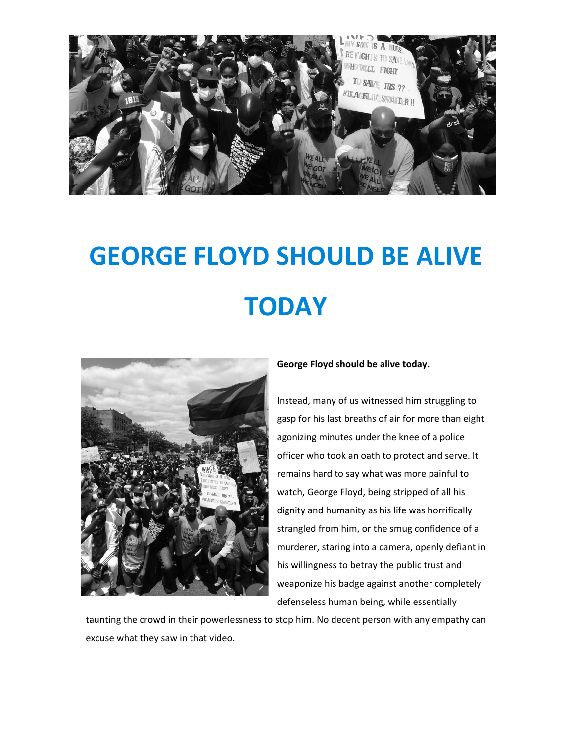# GEORGE FLOYD SHOULD BE ALIVE TODAY

**George Floyd should be alive today.**

Instead, many of us witnessed him struggling to gasp for his last breaths of air for more than eight agonizing minutes under the knee of a police officer who took an oath to protect and serve. It remains hard to say what was more painful to watch, George Floyd, being stripped of all his dignity and humanity as his life was horrifically strangled from him, or the smug confidence of a murderer, staring into a camera, openly defiant in his willingness to betray the public trust and weaponize his badge against another completely defenseless human being, while essentially taunting the crowd in their powerlessness to stop him. No decent person with any empathy can excuse what they saw in that video.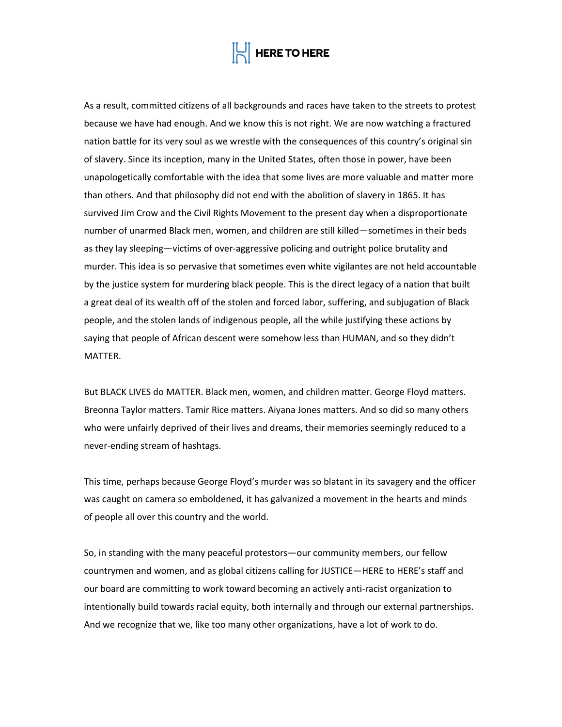As a result, committed citizens of all backgrounds and races have taken to the streets to protest because we have had enough. And we know this is not right. We are now watching a fractured nation battle for its very soul as we wrestle with the consequences of this country's original sin of slavery. Since its inception, many in the United States, often those in power, have been unapologetically comfortable with the idea that some lives are more valuable and matter more than others. And that philosophy did not end with the abolition of slavery in 1865. It has survived Jim Crow and the Civil Rights Movement to the present day when a disproportionate number of unarmed Black men, women, and children are still killed—sometimes in their beds as they lay sleeping—victims of over-aggressive policing and outright police brutality and murder. This idea is so pervasive that sometimes even white vigilantes are not held accountable by the justice system for murdering black people. This is the direct legacy of a nation that built a great deal of its wealth off of the stolen and forced labor, suffering, and subjugation of Black people, and the stolen lands of indigenous people, all the while justifying these actions by saying that people of African descent were somehow less than HUMAN, and so they didn't MATTER.

But BLACK LIVES do MATTER. Black men, women, and children matter. George Floyd matters. Breonna Taylor matters. Tamir Rice matters. Aiyana Jones matters. And so did so many others who were unfairly deprived of their lives and dreams, their memories seemingly reduced to a never-ending stream of hashtags.

This time, perhaps because George Floyd's murder was so blatant in its savagery and the officer was caught on camera so emboldened, it has galvanized a movement in the hearts and minds of people all over this country and the world.

So, in standing with the many peaceful protestors—our community members, our fellow countrymen and women, and as global citizens calling for JUSTICE—HERE to HERE's staff and our board are committing to work toward becoming an actively anti-racist organization to intentionally build towards racial equity, both internally and through our external partnerships. And we recognize that we, like too many other organizations, have a lot of work to do.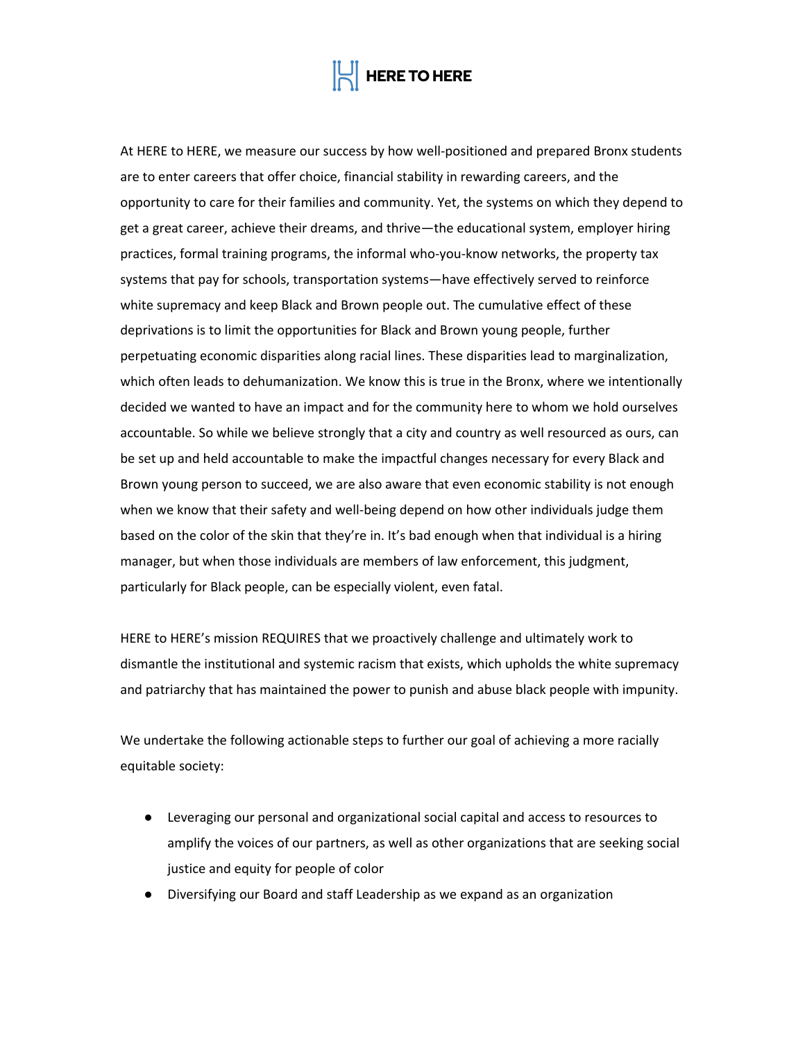At HERE to HERE, we measure our success by how well-positioned and prepared Bronx students are to enter careers that offer choice, financial stability in rewarding careers, and the opportunity to care for their families and community. Yet, the systems on which they depend to get a great career, achieve their dreams, and thrive—the educational system, employer hiring practices, formal training programs, the informal who-you-know networks, the property tax systems that pay for schools, transportation systems—have effectively served to reinforce white supremacy and keep Black and Brown people out. The cumulative effect of these deprivations is to limit the opportunities for Black and Brown young people, further perpetuating economic disparities along racial lines. These disparities lead to marginalization, which often leads to dehumanization. We know this is true in the Bronx, where we intentionally decided we wanted to have an impact and for the community here to whom we hold ourselves accountable. So while we believe strongly that a city and country as well resourced as ours, can be set up and held accountable to make the impactful changes necessary for every Black and Brown young person to succeed, we are also aware that even economic stability is not enough when we know that their safety and well-being depend on how other individuals judge them based on the color of the skin that they're in. It's bad enough when that individual is a hiring manager, but when those individuals are members of law enforcement, this judgment, particularly for Black people, can be especially violent, even fatal.

HERE to HERE's mission REQUIRES that we proactively challenge and ultimately work to dismantle the institutional and systemic racism that exists, which upholds the white supremacy and patriarchy that has maintained the power to punish and abuse black people with impunity.

We undertake the following actionable steps to further our goal of achieving a more racially equitable society:

- Leveraging our personal and organizational social capital and access to resources to amplify the voices of our partners, as well as other organizations that are seeking social justice and equity for people of color
- Diversifying our Board and staff Leadership as we expand as an organization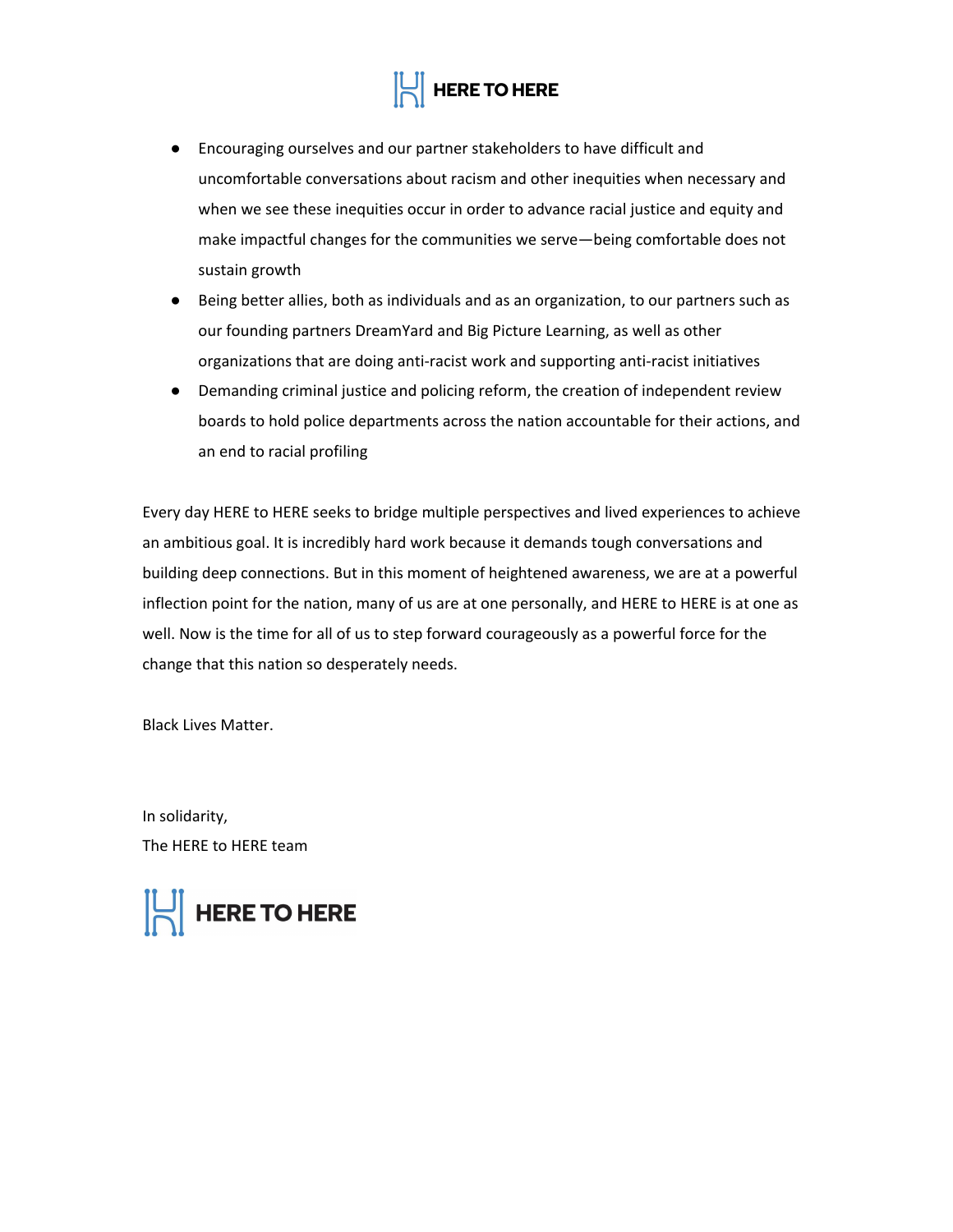- Encouraging ourselves and our partner stakeholders to have difficult and uncomfortable conversations about racism and other inequities when necessary and when we see these inequities occur in order to advance racial justice and equity and make impactful changes for the communities we serve—being comfortable does not sustain growth
- Being better allies, both as individuals and as an organization, to our partners such as our founding partners DreamYard and Big Picture Learning, as well as other organizations that are doing anti-racist work and supporting anti-racist initiatives
- Demanding criminal justice and policing reform, the creation of independent review boards to hold police departments across the nation accountable for their actions, and an end to racial profiling

Every day HERE to HERE seeks to bridge multiple perspectives and lived experiences to achieve an ambitious goal. It is incredibly hard work because it demands tough conversations and building deep connections. But in this moment of heightened awareness, we are at a powerful inflection point for the nation, many of us are at one personally, and HERE to HERE is at one as well. Now is the time for all of us to step forward courageously as a powerful force for the change that this nation so desperately needs.

Black Lives Matter.

In solidarity,
The HERE to HERE team

HERE TO HERE